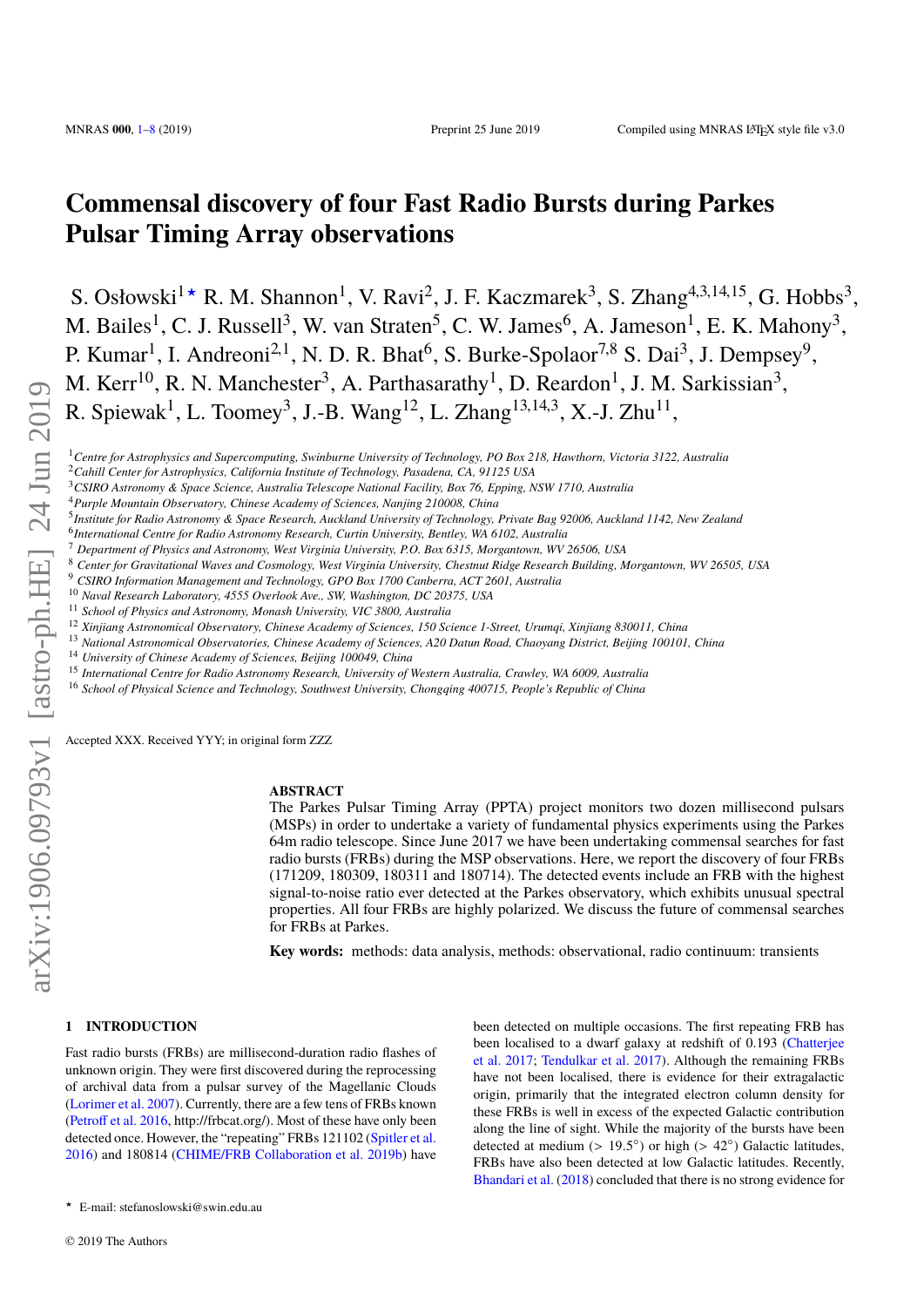# Commensal discovery of four Fast Radio Bursts during Parkes Pulsar Timing Array observations

S. Osłowski[1⋆] R. M. Shannon[1], V. Ravi[2], J. F. Kaczmarek[3], S. Zhang[4,3,14,15], G. Hobbs[3], M. Bailes[1], C. J. Russell[3], W. van Straten[5], C. W. James[6], A. Jameson[1], E. K. Mahony[3], P. Kumar[1], I. Andreoni[2,1], N. D. R. Bhat[6], S. Burke-Spolaor[7,8] S. Dai[3], J. Dempsey[9], M. Kerr[10], R. N. Manchester[3], A. Parthasarathy[1], D. Reardon[1], J. M. Sarkissian[3], R. Spiewak[1], L. Toomey[3], J.-B. Wang[12], L. Zhang[13,14,3], X.-J. Zhu[11],

[1] *Centre for Astrophysics and Supercomputing, Swinburne University of Technology, PO Box 218, Hawthorn, Victoria 3122, Australia*
[2] *Cahill Center for Astrophysics, California Institute of Technology, Pasadena, CA, 91125 USA*
[3] *CSIRO Astronomy & Space Science, Australia Telescope National Facility, Box 76, Epping, NSW 1710, Australia*
[4] *Purple Mountain Observatory, Chinese Academy of Sciences, Nanjing 210008, China*
[5] *Institute for Radio Astronomy & Space Research, Auckland University of Technology, Private Bag 92006, Auckland 1142, New Zealand*
[6] *International Centre for Radio Astronomy Research, Curtin University, Bentley, WA 6102, Australia*
[7] *Department of Physics and Astronomy, West Virginia University, P.O. Box 6315, Morgantown, WV 26506, USA*
[8] *Center for Gravitational Waves and Cosmology, West Virginia University, Chestnut Ridge Research Building, Morgantown, WV 26505, USA*
[9] *CSIRO Information Management and Technology, GPO Box 1700 Canberra, ACT 2601, Australia*
[10] *Naval Research Laboratory, 4555 Overlook Ave., SW, Washington, DC 20375, USA*
[11] *School of Physics and Astronomy, Monash University, VIC 3800, Australia*
[12] *Xinjiang Astronomical Observatory, Chinese Academy of Sciences, 150 Science 1-Street, Urumqi, Xinjiang 830011, China*
[13] *National Astronomical Observatories, Chinese Academy of Sciences, A20 Datun Road, Chaoyang District, Beijing 100101, China*
[14] *University of Chinese Academy of Sciences, Beijing 100049, China*
[15] *International Centre for Radio Astronomy Research, University of Western Australia, Crawley, WA 6009, Australia*
[16] *School of Physical Science and Technology, Southwest University, Chongqing 400715, People's Republic of China*

Accepted XXX. Received YYY; in original form ZZZ

## ABSTRACT

The Parkes Pulsar Timing Array (PPTA) project monitors two dozen millisecond pulsars (MSPs) in order to undertake a variety of fundamental physics experiments using the Parkes 64m radio telescope. Since June 2017 we have been undertaking commensal searches for fast radio bursts (FRBs) during the MSP observations. Here, we report the discovery of four FRBs (171209, 180309, 180311 and 180714). The detected events include an FRB with the highest signal-to-noise ratio ever detected at the Parkes observatory, which exhibits unusual spectral properties. All four FRBs are highly polarized. We discuss the future of commensal searches for FRBs at Parkes.

**Key words:** methods: data analysis, methods: observational, radio continuum: transients

## 1 INTRODUCTION

Fast radio bursts (FRBs) are millisecond-duration radio flashes of unknown origin. They were first discovered during the reprocessing of archival data from a pulsar survey of the Magellanic Clouds (Lorimer et al. 2007). Currently, there are a few tens of FRBs known (Petroff et al. 2016, http://frbcat.org/). Most of these have only been detected once. However, the "repeating" FRBs 121102 (Spitler et al. 2016) and 180814 (CHIME/FRB Collaboration et al. 2019b) have been detected on multiple occasions. The first repeating FRB has been localised to a dwarf galaxy at redshift of 0.193 (Chatterjee et al. 2017; Tendulkar et al. 2017). Although the remaining FRBs have not been localised, there is evidence for their extragalactic origin, primarily that the integrated electron column density for these FRBs is well in excess of the expected Galactic contribution along the line of sight. While the majority of the bursts have been detected at medium (> 19.5°) or high (> 42°) Galactic latitudes, FRBs have also been detected at low Galactic latitudes. Recently, Bhandari et al. (2018) concluded that there is no strong evidence for

⋆ E-mail: stefanoslowski@swin.edu.au

© 2019 The Authors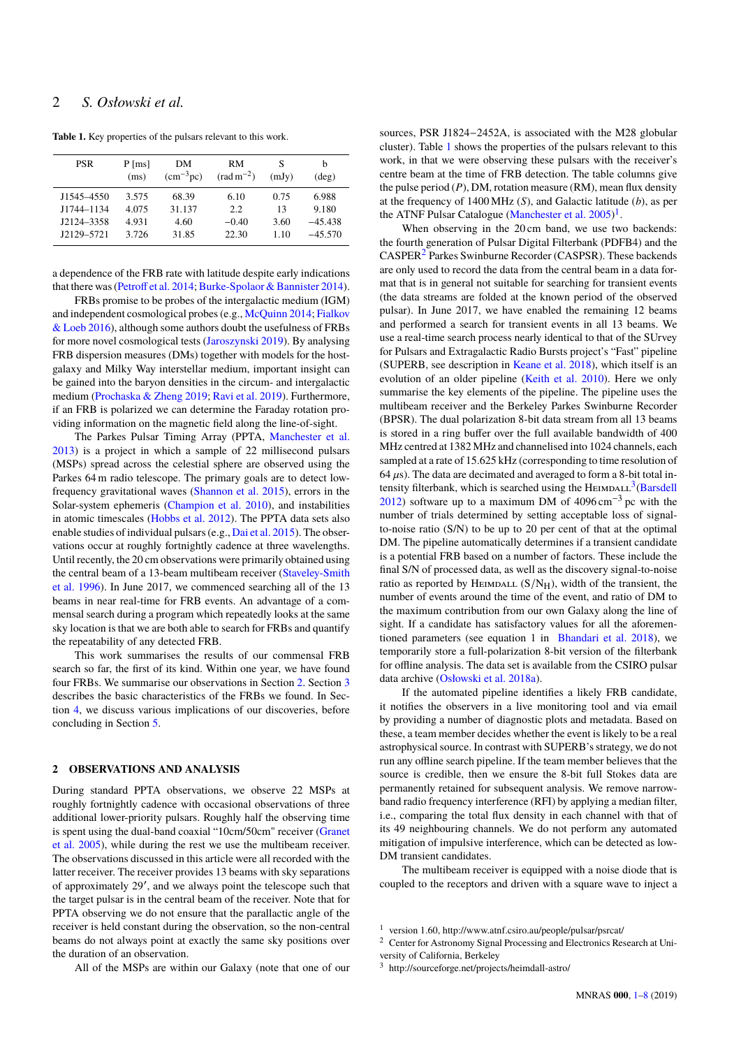**Table 1.** Key properties of the pulsars relevant to this work.

| PSR | P [ms] (ms) | DM ($\mathrm{cm^{-3}pc}$) | RM ($\mathrm{rad\,m^{-2}}$) | S (mJy) | b (deg) |
|---|---|---|---|---|---|
| J1545–4550 | 3.575 | 68.39 | 6.10 | 0.75 | 6.988 |
| J1744–1134 | 4.075 | 31.137 | 2.2 | 13 | 9.180 |
| J2124–3358 | 4.931 | 4.60 | −0.40 | 3.60 | −45.438 |
| J2129–5721 | 3.726 | 31.85 | 22.30 | 1.10 | −45.570 |

a dependence of the FRB rate with latitude despite early indications that there was (Petroff et al. 2014; Burke-Spolaor & Bannister 2014).

FRBs promise to be probes of the intergalactic medium (IGM) and independent cosmological probes (e.g., McQuinn 2014; Fialkov & Loeb 2016), although some authors doubt the usefulness of FRBs for more novel cosmological tests (Jaroszynski 2019). By analysing FRB dispersion measures (DMs) together with models for the host-galaxy and Milky Way interstellar medium, important insight can be gained into the baryon densities in the circum- and intergalactic medium (Prochaska & Zheng 2019; Ravi et al. 2019). Furthermore, if an FRB is polarized we can determine the Faraday rotation providing information on the magnetic field along the line-of-sight.

The Parkes Pulsar Timing Array (PPTA, Manchester et al. 2013) is a project in which a sample of 22 millisecond pulsars (MSPs) spread across the celestial sphere are observed using the Parkes 64 m radio telescope. The primary goals are to detect low-frequency gravitational waves (Shannon et al. 2015), errors in the Solar-system ephemeris (Champion et al. 2010), and instabilities in atomic timescales (Hobbs et al. 2012). The PPTA data sets also enable studies of individual pulsars (e.g., Dai et al. 2015). The observations occur at roughly fortnightly cadence at three wavelengths. Until recently, the 20 cm observations were primarily obtained using the central beam of a 13-beam multibeam receiver (Staveley-Smith et al. 1996). In June 2017, we commenced searching all of the 13 beams in near real-time for FRB events. An advantage of a commensal search during a program which repeatedly looks at the same sky location is that we are both able to search for FRBs and quantify the repeatability of any detected FRB.

This work summarises the results of our commensal FRB search so far, the first of its kind. Within one year, we have found four FRBs. We summarise our observations in Section 2. Section 3 describes the basic characteristics of the FRBs we found. In Section 4, we discuss various implications of our discoveries, before concluding in Section 5.

## 2 OBSERVATIONS AND ANALYSIS

During standard PPTA observations, we observe 22 MSPs at roughly fortnightly cadence with occasional observations of three additional lower-priority pulsars. Roughly half the observing time is spent using the dual-band coaxial "10cm/50cm" receiver (Granet et al. 2005), while during the rest we use the multibeam receiver. The observations discussed in this article were all recorded with the latter receiver. The receiver provides 13 beams with sky separations of approximately 29′, and we always point the telescope such that the target pulsar is in the central beam of the receiver. Note that for PPTA observing we do not ensure that the parallactic angle of the receiver is held constant during the observation, so the non-central beams do not always point at exactly the same sky positions over the duration of an observation.

All of the MSPs are within our Galaxy (note that one of our sources, PSR J1824−2452A, is associated with the M28 globular cluster). Table 1 shows the properties of the pulsars relevant to this work, in that we were observing these pulsars with the receiver's centre beam at the time of FRB detection. The table columns give the pulse period ($P$), DM, rotation measure (RM), mean flux density at the frequency of 1400 MHz ($S$), and Galactic latitude ($b$), as per the ATNF Pulsar Catalogue (Manchester et al. 2005)[1].

When observing in the 20 cm band, we use two backends: the fourth generation of Pulsar Digital Filterbank (PDFB4) and the CASPER[2] Parkes Swinburne Recorder (CASPSR). These backends are only used to record the data from the central beam in a data format that is in general not suitable for searching for transient events (the data streams are folded at the known period of the observed pulsar). In June 2017, we have enabled the remaining 12 beams and performed a search for transient events in all 13 beams. We use a real-time search process nearly identical to that of the SUrvey for Pulsars and Extragalactic Radio Bursts project's "Fast" pipeline (SUPERB, see description in Keane et al. 2018), which itself is an evolution of an older pipeline (Keith et al. 2010). Here we only summarise the key elements of the pipeline. The pipeline uses the multibeam receiver and the Berkeley Parkes Swinburne Recorder (BPSR). The dual polarization 8-bit data stream from all 13 beams is stored in a ring buffer over the full available bandwidth of 400 MHz centred at 1382 MHz and channelised into 1024 channels, each sampled at a rate of 15.625 kHz (corresponding to time resolution of 64 $\mu$s). The data are decimated and averaged to form a 8-bit total intensity filterbank, which is searched using the HEIMDALL[3] (Barsdell 2012) software up to a maximum DM of 4096 $\mathrm{cm^{-3}}$ pc with the number of trials determined by setting acceptable loss of signal-to-noise ratio (S/N) to be up to 20 per cent of that at the optimal DM. The pipeline automatically determines if a transient candidate is a potential FRB based on a number of factors. These include the final S/N of processed data, as well as the discovery signal-to-noise ratio as reported by HEIMDALL ($\mathrm{S/N_H}$), width of the transient, the number of events around the time of the event, and ratio of DM to the maximum contribution from our own Galaxy along the line of sight. If a candidate has satisfactory values for all the aforementioned parameters (see equation 1 in Bhandari et al. 2018), we temporarily store a full-polarization 8-bit version of the filterbank for offline analysis. The data set is available from the CSIRO pulsar data archive (Osłowski et al. 2018a).

If the automated pipeline identifies a likely FRB candidate, it notifies the observers in a live monitoring tool and via email by providing a number of diagnostic plots and metadata. Based on these, a team member decides whether the event is likely to be a real astrophysical source. In contrast with SUPERB's strategy, we do not run any offline search pipeline. If the team member believes that the source is credible, then we ensure the 8-bit full Stokes data are permanently retained for subsequent analysis. We remove narrow-band radio frequency interference (RFI) by applying a median filter, i.e., comparing the total flux density in each channel with that of its 49 neighbouring channels. We do not perform any automated mitigation of impulsive interference, which can be detected as low-DM transient candidates.

The multibeam receiver is equipped with a noise diode that is coupled to the receptors and driven with a square wave to inject a

[1] version 1.60, http://www.atnf.csiro.au/people/pulsar/psrcat/

[2] Center for Astronomy Signal Processing and Electronics Research at University of California, Berkeley

[3] http://sourceforge.net/projects/heimdall-astro/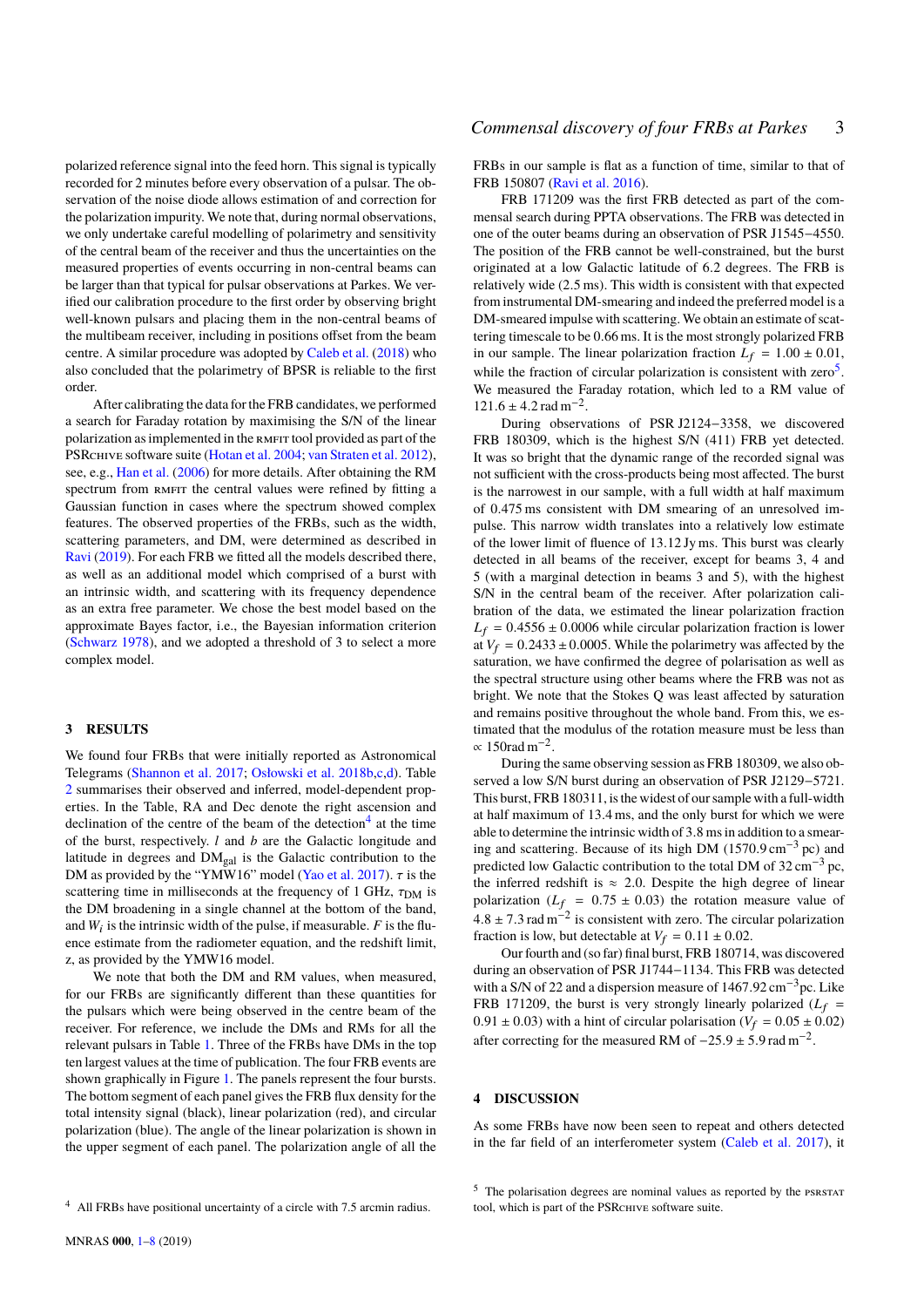polarized reference signal into the feed horn. This signal is typically recorded for 2 minutes before every observation of a pulsar. The observation of the noise diode allows estimation of and correction for the polarization impurity. We note that, during normal observations, we only undertake careful modelling of polarimetry and sensitivity of the central beam of the receiver and thus the uncertainties on the measured properties of events occurring in non-central beams can be larger than that typical for pulsar observations at Parkes. We verified our calibration procedure to the first order by observing bright well-known pulsars and placing them in the non-central beams of the multibeam receiver, including in positions offset from the beam centre. A similar procedure was adopted by Caleb et al. (2018) who also concluded that the polarimetry of BPSR is reliable to the first order.

After calibrating the data for the FRB candidates, we performed a search for Faraday rotation by maximising the S/N of the linear polarization as implemented in the RMFIT tool provided as part of the PSRCHIVE software suite (Hotan et al. 2004; van Straten et al. 2012), see, e.g., Han et al. (2006) for more details. After obtaining the RM spectrum from RMFIT the central values were refined by fitting a Gaussian function in cases where the spectrum showed complex features. The observed properties of the FRBs, such as the width, scattering parameters, and DM, were determined as described in Ravi (2019). For each FRB we fitted all the models described there, as well as an additional model which comprised of a burst with an intrinsic width, and scattering with its frequency dependence as an extra free parameter. We chose the best model based on the approximate Bayes factor, i.e., the Bayesian information criterion (Schwarz 1978), and we adopted a threshold of 3 to select a more complex model.

## 3 RESULTS

We found four FRBs that were initially reported as Astronomical Telegrams (Shannon et al. 2017; Osłowski et al. 2018b,c,d). Table 2 summarises their observed and inferred, model-dependent properties. In the Table, RA and Dec denote the right ascension and declination of the centre of the beam of the detection[4] at the time of the burst, respectively. $l$ and $b$ are the Galactic longitude and latitude in degrees and $\mathrm{DM_{gal}}$ is the Galactic contribution to the DM as provided by the "YMW16" model (Yao et al. 2017). $\tau$ is the scattering time in milliseconds at the frequency of 1 GHz, $\tau_{\mathrm{DM}}$ is the DM broadening in a single channel at the bottom of the band, and $W_i$ is the intrinsic width of the pulse, if measurable. $F$ is the fluence estimate from the radiometer equation, and the redshift limit, z, as provided by the YMW16 model.

We note that both the DM and RM values, when measured, for our FRBs are significantly different than these quantities for the pulsars which were being observed in the centre beam of the receiver. For reference, we include the DMs and RMs for all the relevant pulsars in Table 1. Three of the FRBs have DMs in the top ten largest values at the time of publication. The four FRB events are shown graphically in Figure 1. The panels represent the four bursts. The bottom segment of each panel gives the FRB flux density for the total intensity signal (black), linear polarization (red), and circular polarization (blue). The angle of the linear polarization is shown in the upper segment of each panel. The polarization angle of all the FRBs in our sample is flat as a function of time, similar to that of FRB 150807 (Ravi et al. 2016).

FRB 171209 was the first FRB detected as part of the commensal search during PPTA observations. The FRB was detected in one of the outer beams during an observation of PSR J1545−4550. The position of the FRB cannot be well-constrained, but the burst originated at a low Galactic latitude of 6.2 degrees. The FRB is relatively wide (2.5 ms). This width is consistent with that expected from instrumental DM-smearing and indeed the preferred model is a DM-smeared impulse with scattering. We obtain an estimate of scattering timescale to be 0.66 ms. It is the most strongly polarized FRB in our sample. The linear polarization fraction $L_f = 1.00 \pm 0.01$, while the fraction of circular polarization is consistent with zero[5]. We measured the Faraday rotation, which led to a RM value of $121.6 \pm 4.2\,\mathrm{rad\,m^{-2}}$.

During observations of PSR J2124−3358, we discovered FRB 180309, which is the highest S/N (411) FRB yet detected. It was so bright that the dynamic range of the recorded signal was not sufficient with the cross-products being most affected. The burst is the narrowest in our sample, with a full width at half maximum of 0.475 ms consistent with DM smearing of an unresolved impulse. This narrow width translates into a relatively low estimate of the lower limit of fluence of 13.12 Jy ms. This burst was clearly detected in all beams of the receiver, except for beams 3, 4 and 5 (with a marginal detection in beams 3 and 5), with the highest S/N in the central beam of the receiver. After polarization calibration of the data, we estimated the linear polarization fraction $L_f = 0.4556 \pm 0.0006$ while circular polarization fraction is lower at $V_f = 0.2433 \pm 0.0005$. While the polarimetry was affected by the saturation, we have confirmed the degree of polarisation as well as the spectral structure using other beams where the FRB was not as bright. We note that the Stokes Q was least affected by saturation and remains positive throughout the whole band. From this, we estimated that the modulus of the rotation measure must be less than $\propto 150\mathrm{rad\,m^{-2}}$.

During the same observing session as FRB 180309, we also observed a low S/N burst during an observation of PSR J2129−5721. This burst, FRB 180311, is the widest of our sample with a full-width at half maximum of 13.4 ms, and the only burst for which we were able to determine the intrinsic width of 3.8 ms in addition to a smearing and scattering. Because of its high DM ($1570.9\,\mathrm{cm^{-3}\,pc}$) and predicted low Galactic contribution to the total DM of $32\,\mathrm{cm^{-3}\,pc}$, the inferred redshift is $\approx 2.0$. Despite the high degree of linear polarization ($L_f = 0.75 \pm 0.03$) the rotation measure value of $4.8 \pm 7.3\,\mathrm{rad\,m^{-2}}$ is consistent with zero. The circular polarization fraction is low, but detectable at $V_f = 0.11 \pm 0.02$.

Our fourth and (so far) final burst, FRB 180714, was discovered during an observation of PSR J1744−1134. This FRB was detected with a S/N of 22 and a dispersion measure of $1467.92\,\mathrm{cm^{-3}pc}$. Like FRB 171209, the burst is very strongly linearly polarized ($L_f = 0.91 \pm 0.03$) with a hint of circular polarisation ($V_f = 0.05 \pm 0.02$) after correcting for the measured RM of $-25.9 \pm 5.9\,\mathrm{rad\,m^{-2}}$.

## 4 DISCUSSION

As some FRBs have now been seen to repeat and others detected in the far field of an interferometer system (Caleb et al. 2017), it

[4] All FRBs have positional uncertainty of a circle with 7.5 arcmin radius.

[5] The polarisation degrees are nominal values as reported by the PSRSTAT tool, which is part of the PSRCHIVE software suite.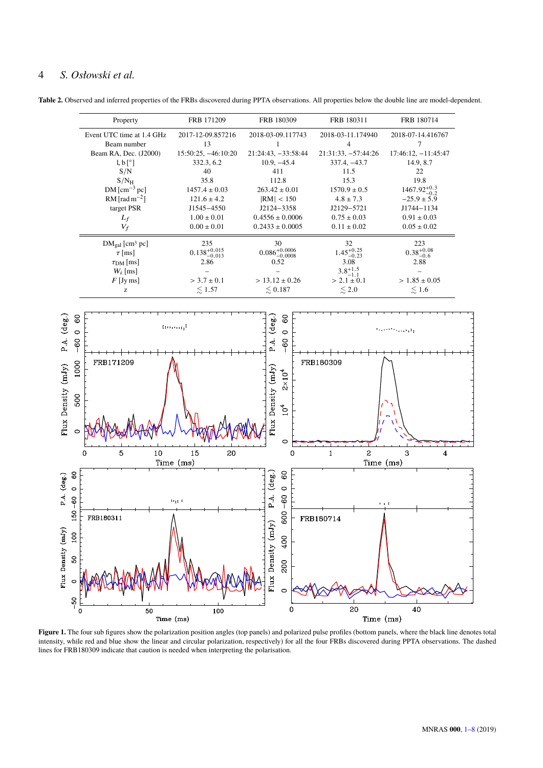**Table 2.** Observed and inferred properties of the FRBs discovered during PPTA observations. All properties below the double line are model-dependent.

| Property | FRB 171209 | FRB 180309 | FRB 180311 | FRB 180714 |
|---|---|---|---|---|
| Event UTC time at 1.4 GHz | 2017-12-09.857216 | 2018-03-09.117743 | 2018-03-11.174940 | 2018-07-14.416767 |
| Beam number | 13 | 1 | 4 | 7 |
| Beam RA, Dec. (J2000) | 15:50:25, −46:10:20 | 21:24:43, −33:58:44 | 21:31:33, −57:44:26 | 17:46:12, −11:45:47 |
| l, b [°] | 332.3, 6.2 | 10.9, −45.4 | 337.4, −43.7 | 14.9, 8.7 |
| S/N | 40 | 411 | 11.5 | 22 |
| $S/N_H$ | 35.8 | 112.8 | 15.3 | 19.8 |
| DM [$cm^{-3}$ pc] | $1457.4 \pm 0.03$ | $263.42 \pm 0.01$ | $1570.9 \pm 0.5$ | $1467.92^{+0.3}_{-0.2}$ |
| RM [rad $m^{-2}$] | $121.6 \pm 4.2$ | $\lvert RM \rvert < 150$ | $4.8 \pm 7.3$ | $-25.9 \pm 5.9$ |
| target PSR | J1545−4550 | J2124−3358 | J2129−5721 | J1744−1134 |
| $L_f$ | $1.00 \pm 0.01$ | $0.4556 \pm 0.0006$ | $0.75 \pm 0.03$ | $0.91 \pm 0.03$ |
| $V_f$ | $0.00 \pm 0.01$ | $0.2433 \pm 0.0005$ | $0.11 \pm 0.02$ | $0.05 \pm 0.02$ |
| $DM_{gal}$ [cm³ pc] | 235 | 30 | 32 | 223 |
| $\tau$ [ms] | $0.138^{+0.015}_{-0.013}$ | $0.086^{+0.0006}_{-0.0008}$ | $1.45^{+0.25}_{-0.23}$ | $0.38^{+0.08}_{-0.6}$ |
| $\tau_{DM}$ [ms] | 2.86 | 0.52 | 3.08 | 2.88 |
| $W_i$ [ms] | – | – | $3.8^{+1.5}_{-1.1}$ | – |
| $F$ [Jy ms] | $> 3.7 \pm 0.1$ | $> 13.12 \pm 0.26$ | $> 2.1 \pm 0.1$ | $> 1.85 \pm 0.05$ |
| z | $\lesssim 1.57$ | $\lesssim 0.187$ | $\lesssim 2.0$ | $\lesssim 1.6$ |

**Figure 1.** The four sub figures show the polarization position angles (top panels) and polarized pulse profiles (bottom panels, where the black line denotes total intensity, while red and blue show the linear and circular polarization, respectively) for all the four FRBs discovered during PPTA observations. The dashed lines for FRB180309 indicate that caution is needed when interpreting the polarisation.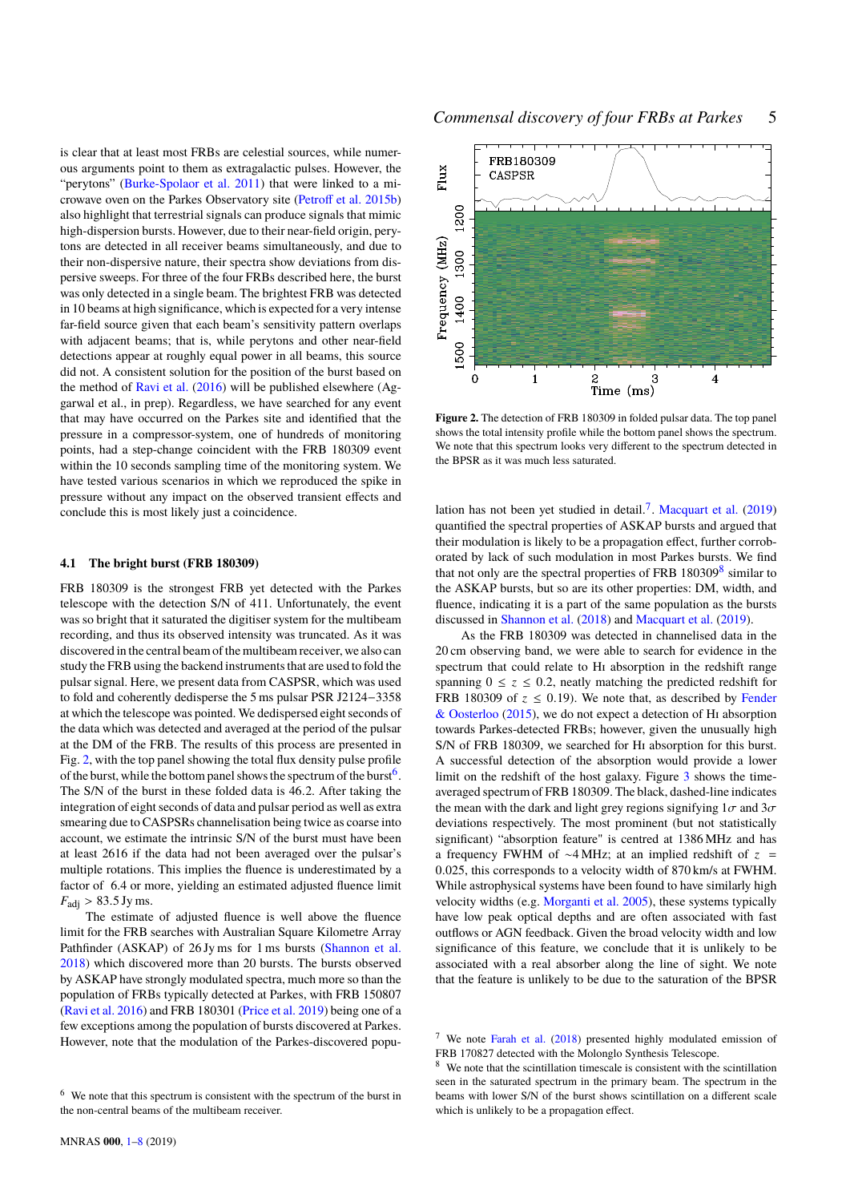is clear that at least most FRBs are celestial sources, while numerous arguments point to them as extragalactic pulses. However, the "perytons" (Burke-Spolaor et al. 2011) that were linked to a microwave oven on the Parkes Observatory site (Petroff et al. 2015b) also highlight that terrestrial signals can produce signals that mimic high-dispersion bursts. However, due to their near-field origin, perytons are detected in all receiver beams simultaneously, and due to their non-dispersive nature, their spectra show deviations from dispersive sweeps. For three of the four FRBs described here, the burst was only detected in a single beam. The brightest FRB was detected in 10 beams at high significance, which is expected for a very intense far-field source given that each beam's sensitivity pattern overlaps with adjacent beams; that is, while perytons and other near-field detections appear at roughly equal power in all beams, this source did not. A consistent solution for the position of the burst based on the method of Ravi et al. (2016) will be published elsewhere (Aggarwal et al., in prep). Regardless, we have searched for any event that may have occurred on the Parkes site and identified that the pressure in a compressor-system, one of hundreds of monitoring points, had a step-change coincident with the FRB 180309 event within the 10 seconds sampling time of the monitoring system. We have tested various scenarios in which we reproduced the spike in pressure without any impact on the observed transient effects and conclude this is most likely just a coincidence.

### 4.1 The bright burst (FRB 180309)

FRB 180309 is the strongest FRB yet detected with the Parkes telescope with the detection S/N of 411. Unfortunately, the event was so bright that it saturated the digitiser system for the multibeam recording, and thus its observed intensity was truncated. As it was discovered in the central beam of the multibeam receiver, we also can study the FRB using the backend instruments that are used to fold the pulsar signal. Here, we present data from CASPSR, which was used to fold and coherently dedisperse the 5 ms pulsar PSR J2124−3358 at which the telescope was pointed. We dedispersed eight seconds of the data which was detected and averaged at the period of the pulsar at the DM of the FRB. The results of this process are presented in Fig. 2, with the top panel showing the total flux density pulse profile of the burst, while the bottom panel shows the spectrum of the burst[6]. The S/N of the burst in these folded data is 46.2. After taking the integration of eight seconds of data and pulsar period as well as extra smearing due to CASPSRs channelisation being twice as coarse into account, we estimate the intrinsic S/N of the burst must have been at least 2616 if the data had not been averaged over the pulsar's multiple rotations. This implies the fluence is underestimated by a factor of 6.4 or more, yielding an estimated adjusted fluence limit $F_{\rm adj} > 83.5$ Jy ms.

The estimate of adjusted fluence is well above the fluence limit for the FRB searches with Australian Square Kilometre Array Pathfinder (ASKAP) of 26 Jy ms for 1 ms bursts (Shannon et al. 2018) which discovered more than 20 bursts. The bursts observed by ASKAP have strongly modulated spectra, much more so than the population of FRBs typically detected at Parkes, with FRB 150807 (Ravi et al. 2016) and FRB 180301 (Price et al. 2019) being one of a few exceptions among the population of bursts discovered at Parkes. However, note that the modulation of the Parkes-discovered population has not been yet studied in detail.[7]. Macquart et al. (2019) quantified the spectral properties of ASKAP bursts and argued that their modulation is likely to be a propagation effect, further corroborated by lack of such modulation in most Parkes bursts. We find that not only are the spectral properties of FRB 180309[8] similar to the ASKAP bursts, but so are its other properties: DM, width, and fluence, indicating it is a part of the same population as the bursts discussed in Shannon et al. (2018) and Macquart et al. (2019).

**Figure 2.** The detection of FRB 180309 in folded pulsar data. The top panel shows the total intensity profile while the bottom panel shows the spectrum. We note that this spectrum looks very different to the spectrum detected in the BPSR as it was much less saturated.

As the FRB 180309 was detected in channelised data in the 20 cm observing band, we were able to search for evidence in the spectrum that could relate to Hi absorption in the redshift range spanning $0 \le z \le 0.2$, neatly matching the predicted redshift for FRB 180309 of $z \le 0.19$). We note that, as described by Fender & Oosterloo (2015), we do not expect a detection of Hi absorption towards Parkes-detected FRBs; however, given the unusually high S/N of FRB 180309, we searched for Hi absorption for this burst. A successful detection of the absorption would provide a lower limit on the redshift of the host galaxy. Figure 3 shows the time-averaged spectrum of FRB 180309. The black, dashed-line indicates the mean with the dark and light grey regions signifying $1\sigma$ and $3\sigma$ deviations respectively. The most prominent (but not statistically significant) "absorption feature" is centred at 1386 MHz and has a frequency FWHM of ∼4 MHz; at an implied redshift of $z = 0.025$, this corresponds to a velocity width of 870 km/s at FWHM. While astrophysical systems have been found to have similarly high velocity widths (e.g. Morganti et al. 2005), these systems typically have low peak optical depths and are often associated with fast outflows or AGN feedback. Given the broad velocity width and low significance of this feature, we conclude that it is unlikely to be associated with a real absorber along the line of sight. We note that the feature is unlikely to be due to the saturation of the BPSR

[6] We note that this spectrum is consistent with the spectrum of the burst in the non-central beams of the multibeam receiver.

[7] We note Farah et al. (2018) presented highly modulated emission of FRB 170827 detected with the Molonglo Synthesis Telescope.

[8] We note that the scintillation timescale is consistent with the scintillation seen in the saturated spectrum in the primary beam. The spectrum in the beams with lower S/N of the burst shows scintillation on a different scale which is unlikely to be a propagation effect.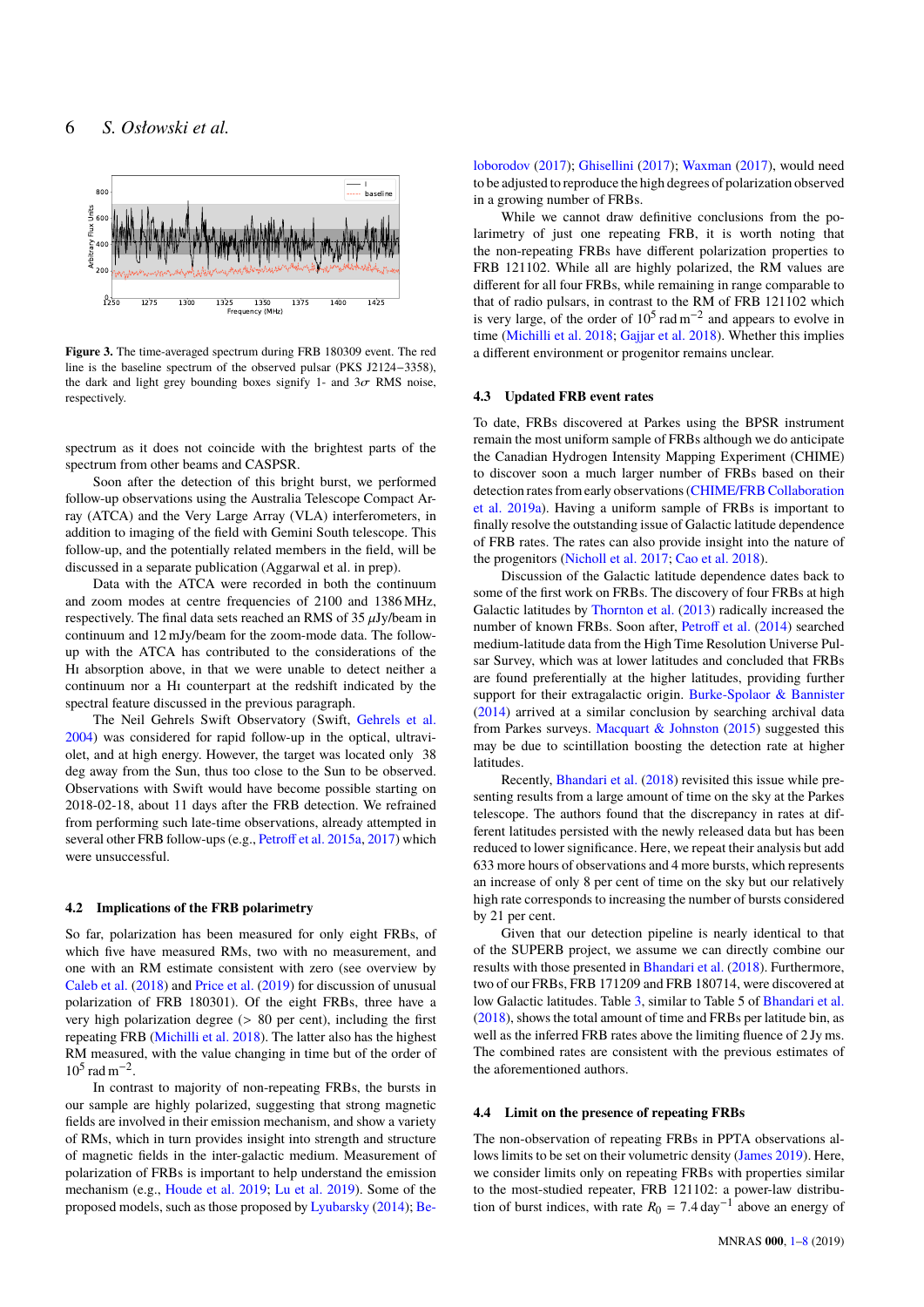Figure 3. The time-averaged spectrum during FRB 180309 event. The red line is the baseline spectrum of the observed pulsar (PKS J2124−3358), the dark and light grey bounding boxes signify 1- and 3$\sigma$ RMS noise, respectively.

spectrum as it does not coincide with the brightest parts of the spectrum from other beams and CASPSR.

Soon after the detection of this bright burst, we performed follow-up observations using the Australia Telescope Compact Array (ATCA) and the Very Large Array (VLA) interferometers, in addition to imaging of the field with Gemini South telescope. This follow-up, and the potentially related members in the field, will be discussed in a separate publication (Aggarwal et al. in prep).

Data with the ATCA were recorded in both the continuum and zoom modes at centre frequencies of 2100 and 1386 MHz, respectively. The final data sets reached an RMS of 35 $\mu$Jy/beam in continuum and 12 mJy/beam for the zoom-mode data. The follow-up with the ATCA has contributed to the considerations of the HI absorption above, in that we were unable to detect neither a continuum nor a HI counterpart at the redshift indicated by the spectral feature discussed in the previous paragraph.

The Neil Gehrels Swift Observatory (Swift, Gehrels et al. 2004) was considered for rapid follow-up in the optical, ultraviolet, and at high energy. However, the target was located only 38 deg away from the Sun, thus too close to the Sun to be observed. Observations with Swift would have become possible starting on 2018-02-18, about 11 days after the FRB detection. We refrained from performing such late-time observations, already attempted in several other FRB follow-ups (e.g., Petroff et al. 2015a, 2017) which were unsuccessful.

### 4.2 Implications of the FRB polarimetry

So far, polarization has been measured for only eight FRBs, of which five have measured RMs, two with no measurement, and one with an RM estimate consistent with zero (see overview by Caleb et al. (2018) and Price et al. (2019) for discussion of unusual polarization of FRB 180301). Of the eight FRBs, three have a very high polarization degree (> 80 per cent), including the first repeating FRB (Michilli et al. 2018). The latter also has the highest RM measured, with the value changing in time but of the order of $10^5$ rad m$^{-2}$.

In contrast to majority of non-repeating FRBs, the bursts in our sample are highly polarized, suggesting that strong magnetic fields are involved in their emission mechanism, and show a variety of RMs, which in turn provides insight into strength and structure of magnetic fields in the inter-galactic medium. Measurement of polarization of FRBs is important to help understand the emission mechanism (e.g., Houde et al. 2019; Lu et al. 2019). Some of the proposed models, such as those proposed by Lyubarsky (2014); Beloborodov (2017); Ghisellini (2017); Waxman (2017), would need to be adjusted to reproduce the high degrees of polarization observed in a growing number of FRBs.

While we cannot draw definitive conclusions from the polarimetry of just one repeating FRB, it is worth noting that the non-repeating FRBs have different polarization properties to FRB 121102. While all are highly polarized, the RM values are different for all four FRBs, while remaining in range comparable to that of radio pulsars, in contrast to the RM of FRB 121102 which is very large, of the order of $10^5$ rad m$^{-2}$ and appears to evolve in time (Michilli et al. 2018; Gajjar et al. 2018). Whether this implies a different environment or progenitor remains unclear.

### 4.3 Updated FRB event rates

To date, FRBs discovered at Parkes using the BPSR instrument remain the most uniform sample of FRBs although we do anticipate the Canadian Hydrogen Intensity Mapping Experiment (CHIME) to discover soon a much larger number of FRBs based on their detection rates from early observations (CHIME/FRB Collaboration et al. 2019a). Having a uniform sample of FRBs is important to finally resolve the outstanding issue of Galactic latitude dependence of FRB rates. The rates can also provide insight into the nature of the progenitors (Nicholl et al. 2017; Cao et al. 2018).

Discussion of the Galactic latitude dependence dates back to some of the first work on FRBs. The discovery of four FRBs at high Galactic latitudes by Thornton et al. (2013) radically increased the number of known FRBs. Soon after, Petroff et al. (2014) searched medium-latitude data from the High Time Resolution Universe Pulsar Survey, which was at lower latitudes and concluded that FRBs are found preferentially at the higher latitudes, providing further support for their extragalactic origin. Burke-Spolaor & Bannister (2014) arrived at a similar conclusion by searching archival data from Parkes surveys. Macquart & Johnston (2015) suggested this may be due to scintillation boosting the detection rate at higher latitudes.

Recently, Bhandari et al. (2018) revisited this issue while presenting results from a large amount of time on the sky at the Parkes telescope. The authors found that the discrepancy in rates at different latitudes persisted with the newly released data but has been reduced to lower significance. Here, we repeat their analysis but add 633 more hours of observations and 4 more bursts, which represents an increase of only 8 per cent of time on the sky but our relatively high rate corresponds to increasing the number of bursts considered by 21 per cent.

Given that our detection pipeline is nearly identical to that of the SUPERB project, we assume we can directly combine our results with those presented in Bhandari et al. (2018). Furthermore, two of our FRBs, FRB 171209 and FRB 180714, were discovered at low Galactic latitudes. Table 3, similar to Table 5 of Bhandari et al. (2018), shows the total amount of time and FRBs per latitude bin, as well as the inferred FRB rates above the limiting fluence of 2 Jy ms. The combined rates are consistent with the previous estimates of the aforementioned authors.

### 4.4 Limit on the presence of repeating FRBs

The non-observation of repeating FRBs in PPTA observations allows limits to be set on their volumetric density (James 2019). Here, we consider limits only on repeating FRBs with properties similar to the most-studied repeater, FRB 121102: a power-law distribution of burst indices, with rate $R_0 = 7.4\,\mathrm{day}^{-1}$ above an energy of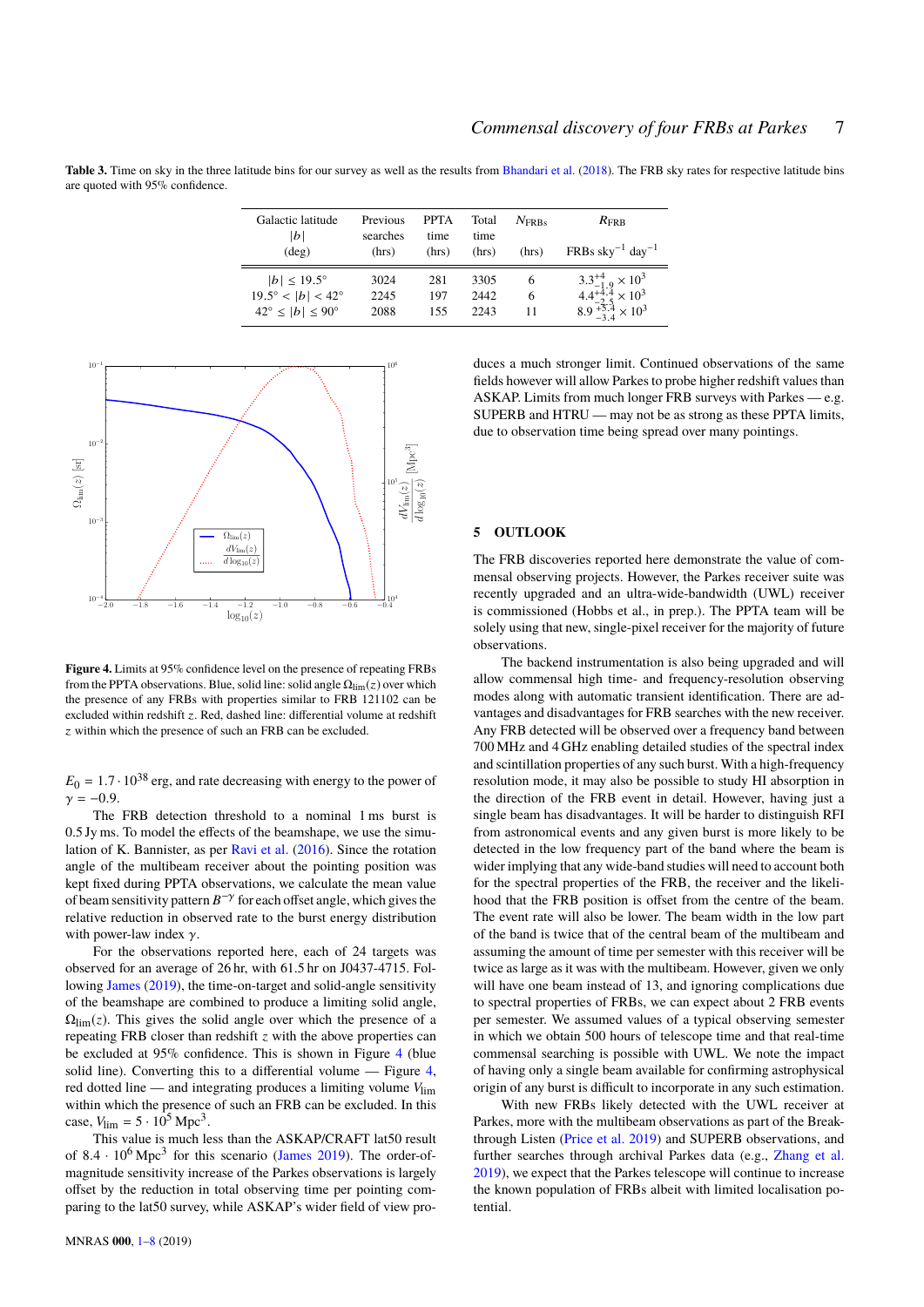**Table 3.** Time on sky in the three latitude bins for our survey as well as the results from Bhandari et al. (2018). The FRB sky rates for respective latitude bins are quoted with 95% confidence.

| Galactic latitude $\lvert b \rvert$ (deg) | Previous searches (hrs) | PPTA time (hrs) | Total time (hrs) | $N_{\mathrm{FRBs}}$ (hrs) | $R_{\mathrm{FRB}}$ FRBs sky$^{-1}$ day$^{-1}$ |
|---|---|---|---|---|---|
| $\lvert b \rvert \leq 19.5°$ | 3024 | 281 | 3305 | 6 | $3.3^{+4}_{-1.9} \times 10^3$ |
| $19.5° < \lvert b \rvert < 42°$ | 2245 | 197 | 2442 | 6 | $4.4^{+4.4}_{-2.5} \times 10^3$ |
| $42° \leq \lvert b \rvert \leq 90°$ | 2088 | 155 | 2243 | 11 | $8.9^{+5.4}_{-3.4} \times 10^3$ |

**Figure 4.** Limits at 95% confidence level on the presence of repeating FRBs from the PPTA observations. Blue, solid line: solid angle $\Omega_{\mathrm{lim}}(z)$ over which the presence of any FRBs with properties similar to FRB 121102 can be excluded within redshift $z$. Red, dashed line: differential volume at redshift $z$ within which the presence of such an FRB can be excluded.

$E_0 = 1.7 \cdot 10^{38}$ erg, and rate decreasing with energy to the power of $\gamma = -0.9$.

The FRB detection threshold to a nominal 1 ms burst is 0.5 Jy ms. To model the effects of the beamshape, we use the simulation of K. Bannister, as per Ravi et al. (2016). Since the rotation angle of the multibeam receiver about the pointing position was kept fixed during PPTA observations, we calculate the mean value of beam sensitivity pattern $B^{-\gamma}$ for each offset angle, which gives the relative reduction in observed rate to the burst energy distribution with power-law index $\gamma$.

For the observations reported here, each of 24 targets was observed for an average of 26 hr, with 61.5 hr on J0437-4715. Following James (2019), the time-on-target and solid-angle sensitivity of the beamshape are combined to produce a limiting solid angle, $\Omega_{\mathrm{lim}}(z)$. This gives the solid angle over which the presence of a repeating FRB closer than redshift $z$ with the above properties can be excluded at 95% confidence. This is shown in Figure 4 (blue solid line). Converting this to a differential volume — Figure 4, red dotted line — and integrating produces a limiting volume $V_{\mathrm{lim}}$ within which the presence of such an FRB can be excluded. In this case, $V_{\mathrm{lim}} = 5 \cdot 10^5$ Mpc$^3$.

This value is much less than the ASKAP/CRAFT lat50 result of $8.4 \cdot 10^6$ Mpc$^3$ for this scenario (James 2019). The order-of-magnitude sensitivity increase of the Parkes observations is largely offset by the reduction in total observing time per pointing comparing to the lat50 survey, while ASKAP's wider field of view produces a much stronger limit. Continued observations of the same fields however will allow Parkes to probe higher redshift values than ASKAP. Limits from much longer FRB surveys with Parkes — e.g. SUPERB and HTRU — may not be as strong as these PPTA limits, due to observation time being spread over many pointings.

## 5 OUTLOOK

The FRB discoveries reported here demonstrate the value of commensal observing projects. However, the Parkes receiver suite was recently upgraded and an ultra-wide-bandwidth (UWL) receiver is commissioned (Hobbs et al., in prep.). The PPTA team will be solely using that new, single-pixel receiver for the majority of future observations.

The backend instrumentation is also being upgraded and will allow commensal high time- and frequency-resolution observing modes along with automatic transient identification. There are advantages and disadvantages for FRB searches with the new receiver. Any FRB detected will be observed over a frequency band between 700 MHz and 4 GHz enabling detailed studies of the spectral index and scintillation properties of any such burst. With a high-frequency resolution mode, it may also be possible to study HI absorption in the direction of the FRB event in detail. However, having just a single beam has disadvantages. It will be harder to distinguish RFI from astronomical events and any given burst is more likely to be detected in the low frequency part of the band where the beam is wider implying that any wide-band studies will need to account both for the spectral properties of the FRB, the receiver and the likelihood that the FRB position is offset from the centre of the beam. The event rate will also be lower. The beam width in the low part of the band is twice that of the central beam of the multibeam and assuming the amount of time per semester with this receiver will be twice as large as it was with the multibeam. However, given we only will have one beam instead of 13, and ignoring complications due to spectral properties of FRBs, we can expect about 2 FRB events per semester. We assumed values of a typical observing semester in which we obtain 500 hours of telescope time and that real-time commensal searching is possible with UWL. We note the impact of having only a single beam available for confirming astrophysical origin of any burst is difficult to incorporate in any such estimation.

With new FRBs likely detected with the UWL receiver at Parkes, more with the multibeam observations as part of the Breakthrough Listen (Price et al. 2019) and SUPERB observations, and further searches through archival Parkes data (e.g., Zhang et al. 2019), we expect that the Parkes telescope will continue to increase the known population of FRBs albeit with limited localisation potential.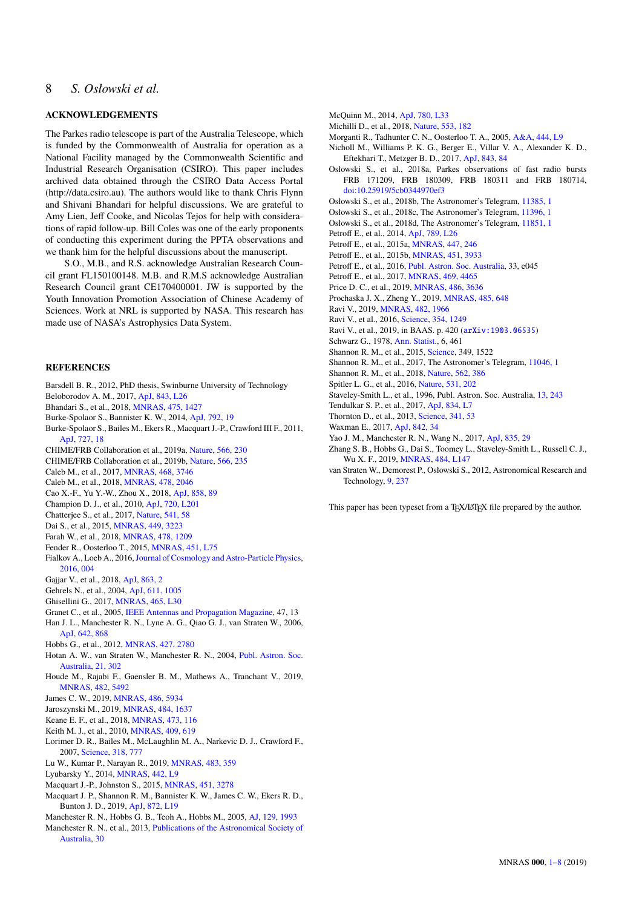## ACKNOWLEDGEMENTS

The Parkes radio telescope is part of the Australia Telescope, which is funded by the Commonwealth of Australia for operation as a National Facility managed by the Commonwealth Scientific and Industrial Research Organisation (CSIRO). This paper includes archived data obtained through the CSIRO Data Access Portal (http://data.csiro.au). The authors would like to thank Chris Flynn and Shivani Bhandari for helpful discussions. We are grateful to Amy Lien, Jeff Cooke, and Nicolas Tejos for help with considerations of rapid follow-up. Bill Coles was one of the early proponents of conducting this experiment during the PPTA observations and we thank him for the helpful discussions about the manuscript.

S.O., M.B., and R.S. acknowledge Australian Research Council grant FL150100148. M.B. and R.M.S acknowledge Australian Research Council grant CE170400001. JW is supported by the Youth Innovation Promotion Association of Chinese Academy of Sciences. Work at NRL is supported by NASA. This research has made use of NASA's Astrophysics Data System.

## REFERENCES

Barsdell B. R., 2012, PhD thesis, Swinburne University of Technology
Beloborodov A. M., 2017, ApJ, 843, L26
Bhandari S., et al., 2018, MNRAS, 475, 1427
Burke-Spolaor S., Bannister K. W., 2014, ApJ, 792, 19
Burke-Spolaor S., Bailes M., Ekers R., Macquart J.-P., Crawford III F., 2011, ApJ, 727, 18
CHIME/FRB Collaboration et al., 2019a, Nature, 566, 230
CHIME/FRB Collaboration et al., 2019b, Nature, 566, 235
Caleb M., et al., 2017, MNRAS, 468, 3746
Caleb M., et al., 2018, MNRAS, 478, 2046
Cao X.-F., Yu Y.-W., Zhou X., 2018, ApJ, 858, 89
Champion D. J., et al., 2010, ApJ, 720, L201
Chatterjee S., et al., 2017, Nature, 541, 58
Dai S., et al., 2015, MNRAS, 449, 3223
Farah W., et al., 2018, MNRAS, 478, 1209
Fender R., Oosterloo T., 2015, MNRAS, 451, L75
Fialkov A., Loeb A., 2016, Journal of Cosmology and Astro-Particle Physics, 2016, 004
Gajjar V., et al., 2018, ApJ, 863, 2
Gehrels N., et al., 2004, ApJ, 611, 1005
Ghisellini G., 2017, MNRAS, 465, L30
Granet C., et al., 2005, IEEE Antennas and Propagation Magazine, 47, 13
Han J. L., Manchester R. N., Lyne A. G., Qiao G. J., van Straten W., 2006, ApJ, 642, 868
Hobbs G., et al., 2012, MNRAS, 427, 2780
Hotan A. W., van Straten W., Manchester R. N., 2004, Publ. Astron. Soc. Australia, 21, 302
Houde M., Rajabi F., Gaensler B. M., Mathews A., Tranchant V., 2019, MNRAS, 482, 5492
James C. W., 2019, MNRAS, 486, 5934
Jaroszynski M., 2019, MNRAS, 484, 1637
Keane E. F., et al., 2018, MNRAS, 473, 116
Keith M. J., et al., 2010, MNRAS, 409, 619
Lorimer D. R., Bailes M., McLaughlin M. A., Narkevic D. J., Crawford F., 2007, Science, 318, 777
Lu W., Kumar P., Narayan R., 2019, MNRAS, 483, 359
Lyubarsky Y., 2014, MNRAS, 442, L9
Macquart J.-P., Johnston S., 2015, MNRAS, 451, 3278
Macquart J. P., Shannon R. M., Bannister K. W., James C. W., Ekers R. D., Bunton J. D., 2019, ApJ, 872, L19
Manchester R. N., Hobbs G. B., Teoh A., Hobbs M., 2005, AJ, 129, 1993
Manchester R. N., et al., 2013, Publications of the Astronomical Society of Australia, 30
McQuinn M., 2014, ApJ, 780, L33
Michilli D., et al., 2018, Nature, 553, 182
Morganti R., Tadhunter C. N., Oosterloo T. A., 2005, A&A, 444, L9
Nicholl M., Williams P. K. G., Berger E., Villar V. A., Alexander K. D., Eftekhari T., Metzger B. D., 2017, ApJ, 843, 84
Osłowski S., et al., 2018a, Parkes observations of fast radio bursts FRB 171209, FRB 180309, FRB 180311 and FRB 180714, doi:10.25919/5cb0344970ef3
Osłowski S., et al., 2018b, The Astronomer's Telegram, 11385, 1
Osłowski S., et al., 2018c, The Astronomer's Telegram, 11396, 1
Osłowski S., et al., 2018d, The Astronomer's Telegram, 11851, 1
Petroff E., et al., 2014, ApJ, 789, L26
Petroff E., et al., 2015a, MNRAS, 447, 246
Petroff E., et al., 2015b, MNRAS, 451, 3933
Petroff E., et al., 2016, Publ. Astron. Soc. Australia, 33, e045
Petroff E., et al., 2017, MNRAS, 469, 4465
Price D. C., et al., 2019, MNRAS, 486, 3636
Prochaska J. X., Zheng Y., 2019, MNRAS, 485, 648
Ravi V., 2019, MNRAS, 482, 1966
Ravi V., et al., 2016, Science, 354, 1249
Ravi V., et al., 2019, in BAAS. p. 420 (arXiv:1903.06535)
Schwarz G., 1978, Ann. Statist., 6, 461
Shannon R. M., et al., 2015, Science, 349, 1522
Shannon R. M., et al., 2017, The Astronomer's Telegram, 11046, 1
Shannon R. M., et al., 2018, Nature, 562, 386
Spitler L. G., et al., 2016, Nature, 531, 202
Staveley-Smith L., et al., 1996, Publ. Astron. Soc. Australia, 13, 243
Tendulkar S. P., et al., 2017, ApJ, 834, L7
Thornton D., et al., 2013, Science, 341, 53
Waxman E., 2017, ApJ, 842, 34
Yao J. M., Manchester R. N., Wang N., 2017, ApJ, 835, 29
Zhang S. B., Hobbs G., Dai S., Toomey L., Staveley-Smith L., Russell C. J., Wu X. F., 2019, MNRAS, 484, L147
van Straten W., Demorest P., Osłowski S., 2012, Astronomical Research and Technology, 9, 237

This paper has been typeset from a TEX/LATEX file prepared by the author.